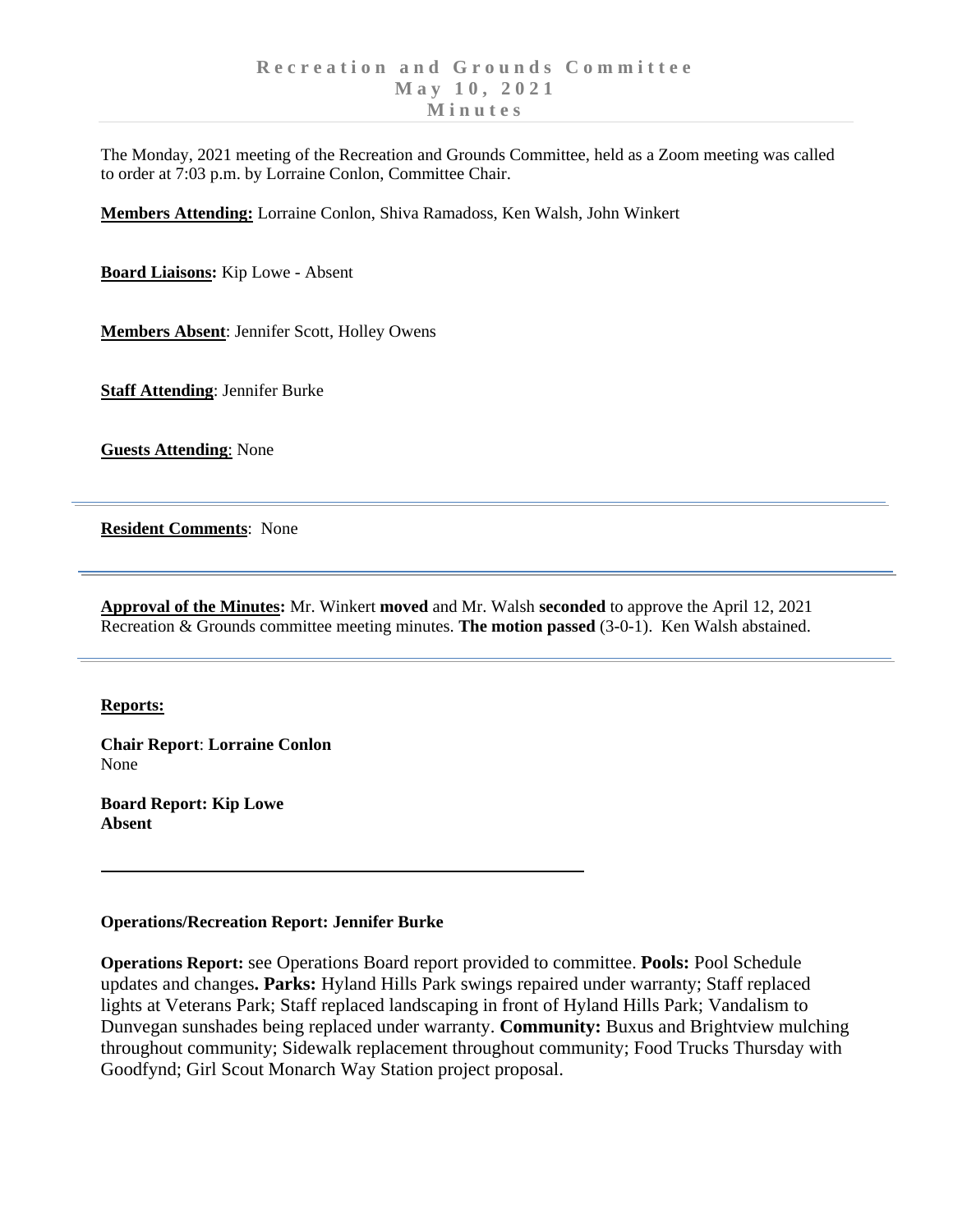# Recreation and Grounds Committee
## May 10, 2021
## Minutes

---

The Monday, 2021 meeting of the Recreation and Grounds Committee, held as a Zoom meeting was called to order at 7:03 p.m. by Lorraine Conlon, Committee Chair.

**Members Attending:** Lorraine Conlon, Shiva Ramadoss, Ken Walsh, John Winkert

**Board Liaisons:** Kip Lowe - Absent

**Members Absent**: Jennifer Scott, Holley Owens

**Staff Attending**: Jennifer Burke

**Guests Attending**: None

---

**Resident Comments**: None

---

**Approval of the Minutes:** Mr. Winkert **moved** and Mr. Walsh **seconded** to approve the April 12, 2021 Recreation & Grounds committee meeting minutes. **The motion passed** (3-0-1). Ken Walsh abstained.

---

**Reports:**

**Chair Report**: **Lorraine Conlon**
None

**Board Report: Kip Lowe**
**Absent**

---

**Operations/Recreation Report: Jennifer Burke**

**Operations Report:** see Operations Board report provided to committee. **Pools:** Pool Schedule updates and changes**. Parks:** Hyland Hills Park swings repaired under warranty; Staff replaced lights at Veterans Park; Staff replaced landscaping in front of Hyland Hills Park; Vandalism to Dunvegan sunshades being replaced under warranty. **Community:** Buxus and Brightview mulching throughout community; Sidewalk replacement throughout community; Food Trucks Thursday with Goodfynd; Girl Scout Monarch Way Station project proposal.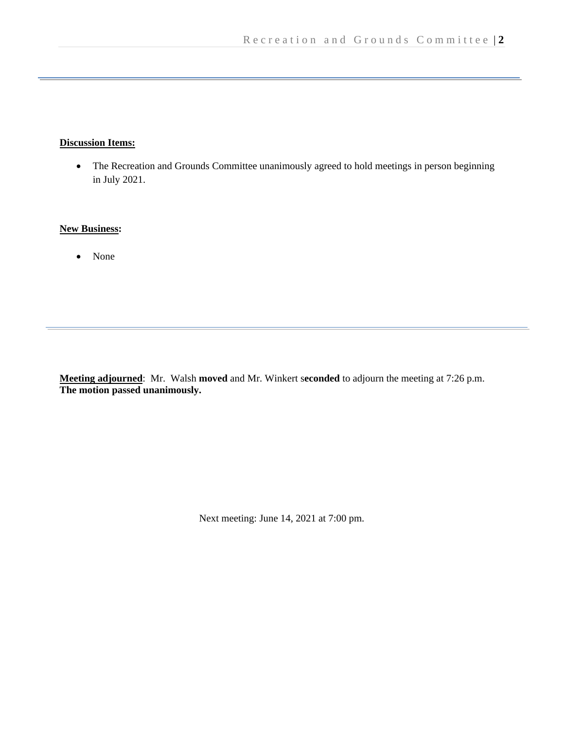**Discussion Items:**

- The Recreation and Grounds Committee unanimously agreed to hold meetings in person beginning in July 2021.

**New Business:**

- None

---

**Meeting adjourned**: Mr. Walsh **moved** and Mr. Winkert s**econded** to adjourn the meeting at 7:26 p.m. **The motion passed unanimously.**

Next meeting: June 14, 2021 at 7:00 pm.